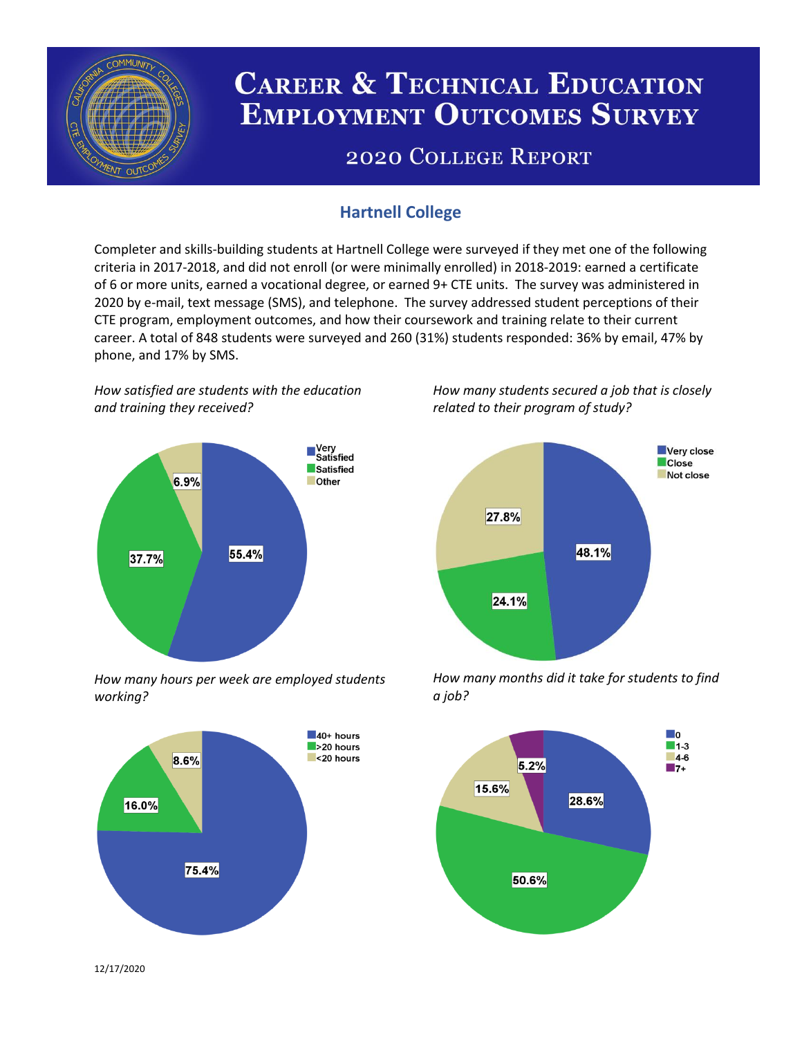# Career & Technical Education Employment Outcomes Survey

## 2020 College Report

### Hartnell College

Completer and skills-building students at Hartnell College were surveyed if they met one of the following criteria in 2017-2018, and did not enroll (or were minimally enrolled) in 2018-2019: earned a certificate of 6 or more units, earned a vocational degree, or earned 9+ CTE units. The survey was administered in 2020 by e-mail, text message (SMS), and telephone. The survey addressed student perceptions of their CTE program, employment outcomes, and how their coursework and training relate to their current career. A total of 848 students were surveyed and 260 (31%) students responded: 36% by email, 47% by phone, and 17% by SMS.

*How satisfied are students with the education and training they received?*

| Response | Percent |
|---|---|
| Very Satisfied | 55.4% |
| Satisfied | 37.7% |
| Other | 6.9% |

*How many students secured a job that is closely related to their program of study?*

| Response | Percent |
|---|---|
| Very close | 48.1% |
| Close | 24.1% |
| Not close | 27.8% |

*How many hours per week are employed students working?*

| Response | Percent |
|---|---|
| 40+ hours | 75.4% |
| >20 hours | 16.0% |
| <20 hours | 8.6% |

*How many months did it take for students to find a job?*

| Response | Percent |
|---|---|
| 0 | 28.6% |
| 1-3 | 50.6% |
| 4-6 | 15.6% |
| 7+ | 5.2% |

12/17/2020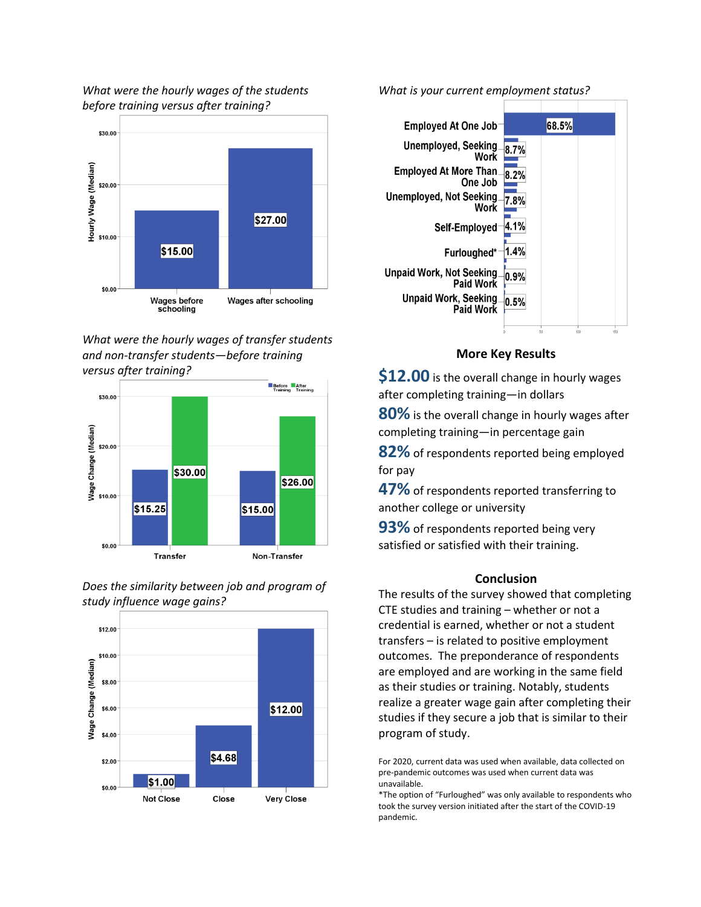*What were the hourly wages of the students before training versus after training?*

$30.00
$20.00
$10.00
$0.00
Hourly Wage (Median)
$15.00
$27.00
Wages before schooling
Wages after schooling

*What were the hourly wages of transfer students and non-transfer students—before training versus after training?*

Before Training
After Training
$30.00
$20.00
$10.00
$0.00
Wage Change (Median)
$15.25
$30.00
$15.00
$26.00
Transfer
Non-Transfer

*Does the similarity between job and program of study influence wage gains?*

$12.00
$10.00
$8.00
$6.00
$4.00
$2.00
$0.00
Wage Change (Median)
$1.00
$4.68
$12.00
Not Close
Close
Very Close

*What is your current employment status?*

Employed At One Job 68.5%
Unemployed, Seeking Work 8.7%
Employed At More Than One Job 8.2%
Unemployed, Not Seeking Work 7.8%
Self-Employed 4.1%
Furloughed* 1.4%
Unpaid Work, Not Seeking Paid Work 0.9%
Unpaid Work, Seeking Paid Work 0.5%
0
50
100
150

## More Key Results

**$12.00** is the overall change in hourly wages after completing training—in dollars

**80%** is the overall change in hourly wages after completing training—in percentage gain

**82%** of respondents reported being employed for pay

**47%** of respondents reported transferring to another college or university

**93%** of respondents reported being very satisfied or satisfied with their training.

## Conclusion

The results of the survey showed that completing CTE studies and training – whether or not a credential is earned, whether or not a student transfers – is related to positive employment outcomes. The preponderance of respondents are employed and are working in the same field as their studies or training. Notably, students realize a greater wage gain after completing their studies if they secure a job that is similar to their program of study.

For 2020, current data was used when available, data collected on pre-pandemic outcomes was used when current data was unavailable.
*The option of "Furloughed" was only available to respondents who took the survey version initiated after the start of the COVID-19 pandemic.